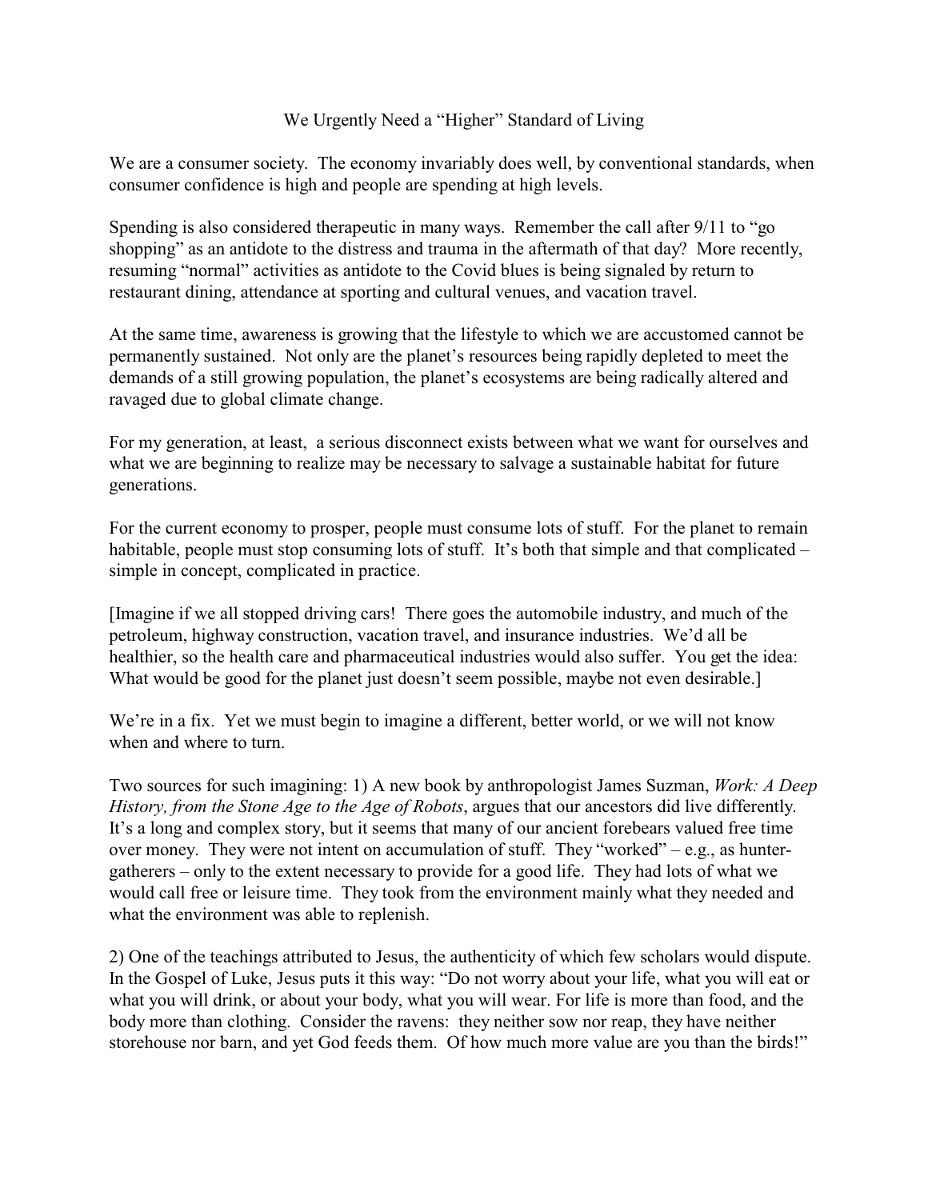# We Urgently Need a "Higher" Standard of Living

We are a consumer society. The economy invariably does well, by conventional standards, when consumer confidence is high and people are spending at high levels.

Spending is also considered therapeutic in many ways. Remember the call after 9/11 to "go shopping" as an antidote to the distress and trauma in the aftermath of that day? More recently, resuming "normal" activities as antidote to the Covid blues is being signaled by return to restaurant dining, attendance at sporting and cultural venues, and vacation travel.

At the same time, awareness is growing that the lifestyle to which we are accustomed cannot be permanently sustained. Not only are the planet's resources being rapidly depleted to meet the demands of a still growing population, the planet's ecosystems are being radically altered and ravaged due to global climate change.

For my generation, at least, a serious disconnect exists between what we want for ourselves and what we are beginning to realize may be necessary to salvage a sustainable habitat for future generations.

For the current economy to prosper, people must consume lots of stuff. For the planet to remain habitable, people must stop consuming lots of stuff. It's both that simple and that complicated – simple in concept, complicated in practice.

[Imagine if we all stopped driving cars! There goes the automobile industry, and much of the petroleum, highway construction, vacation travel, and insurance industries. We'd all be healthier, so the health care and pharmaceutical industries would also suffer. You get the idea: What would be good for the planet just doesn't seem possible, maybe not even desirable.]

We're in a fix. Yet we must begin to imagine a different, better world, or we will not know when and where to turn.

Two sources for such imagining: 1) A new book by anthropologist James Suzman, *Work: A Deep History, from the Stone Age to the Age of Robots*, argues that our ancestors did live differently. It's a long and complex story, but it seems that many of our ancient forebears valued free time over money. They were not intent on accumulation of stuff. They "worked" – e.g., as hunter-gatherers – only to the extent necessary to provide for a good life. They had lots of what we would call free or leisure time. They took from the environment mainly what they needed and what the environment was able to replenish.

2) One of the teachings attributed to Jesus, the authenticity of which few scholars would dispute. In the Gospel of Luke, Jesus puts it this way: "Do not worry about your life, what you will eat or what you will drink, or about your body, what you will wear. For life is more than food, and the body more than clothing. Consider the ravens: they neither sow nor reap, they have neither storehouse nor barn, and yet God feeds them. Of how much more value are you than the birds!"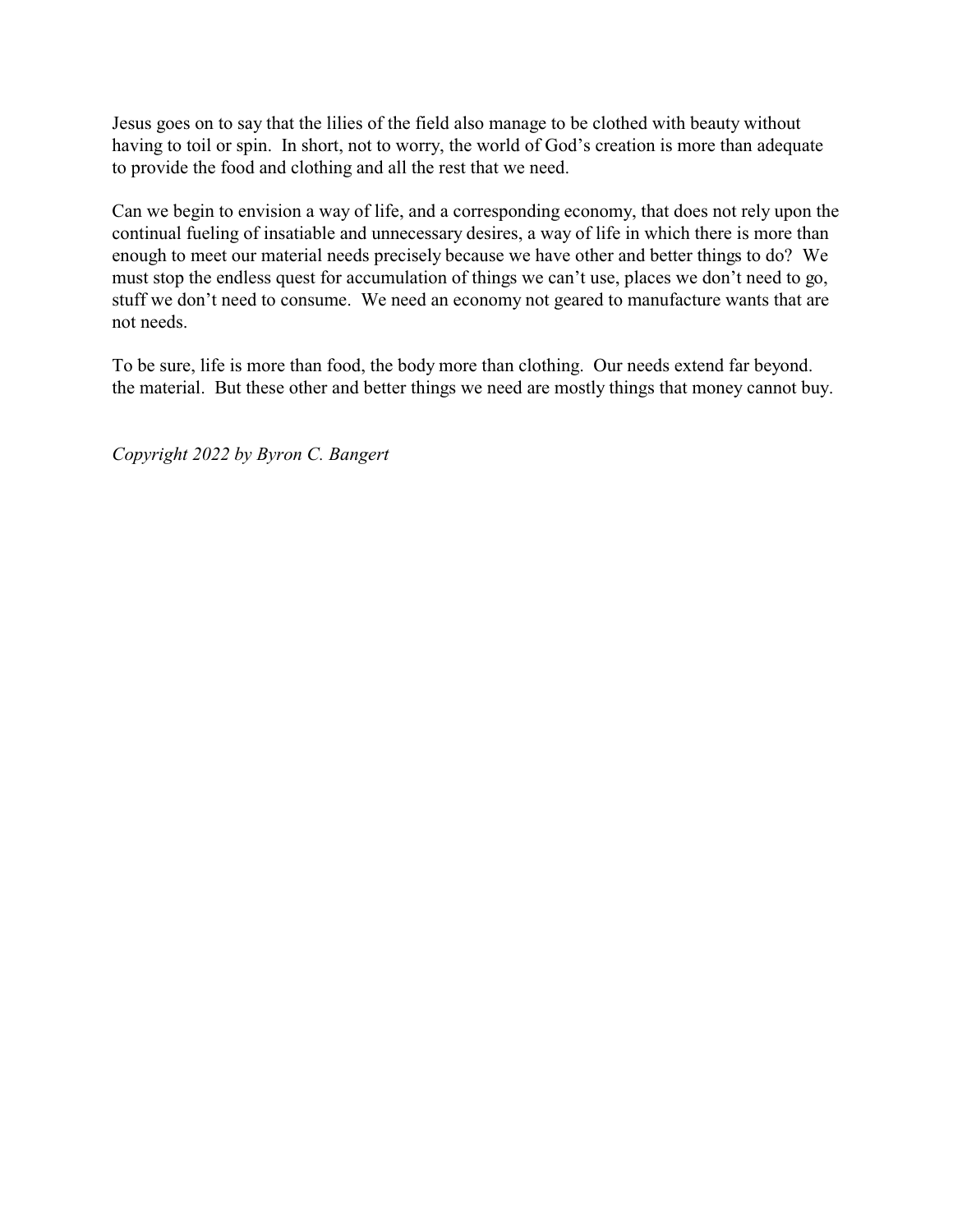Jesus goes on to say that the lilies of the field also manage to be clothed with beauty without having to toil or spin. In short, not to worry, the world of God's creation is more than adequate to provide the food and clothing and all the rest that we need.

Can we begin to envision a way of life, and a corresponding economy, that does not rely upon the continual fueling of insatiable and unnecessary desires, a way of life in which there is more than enough to meet our material needs precisely because we have other and better things to do? We must stop the endless quest for accumulation of things we can't use, places we don't need to go, stuff we don't need to consume. We need an economy not geared to manufacture wants that are not needs.

To be sure, life is more than food, the body more than clothing. Our needs extend far beyond. the material. But these other and better things we need are mostly things that money cannot buy.

*Copyright 2022 by Byron C. Bangert*